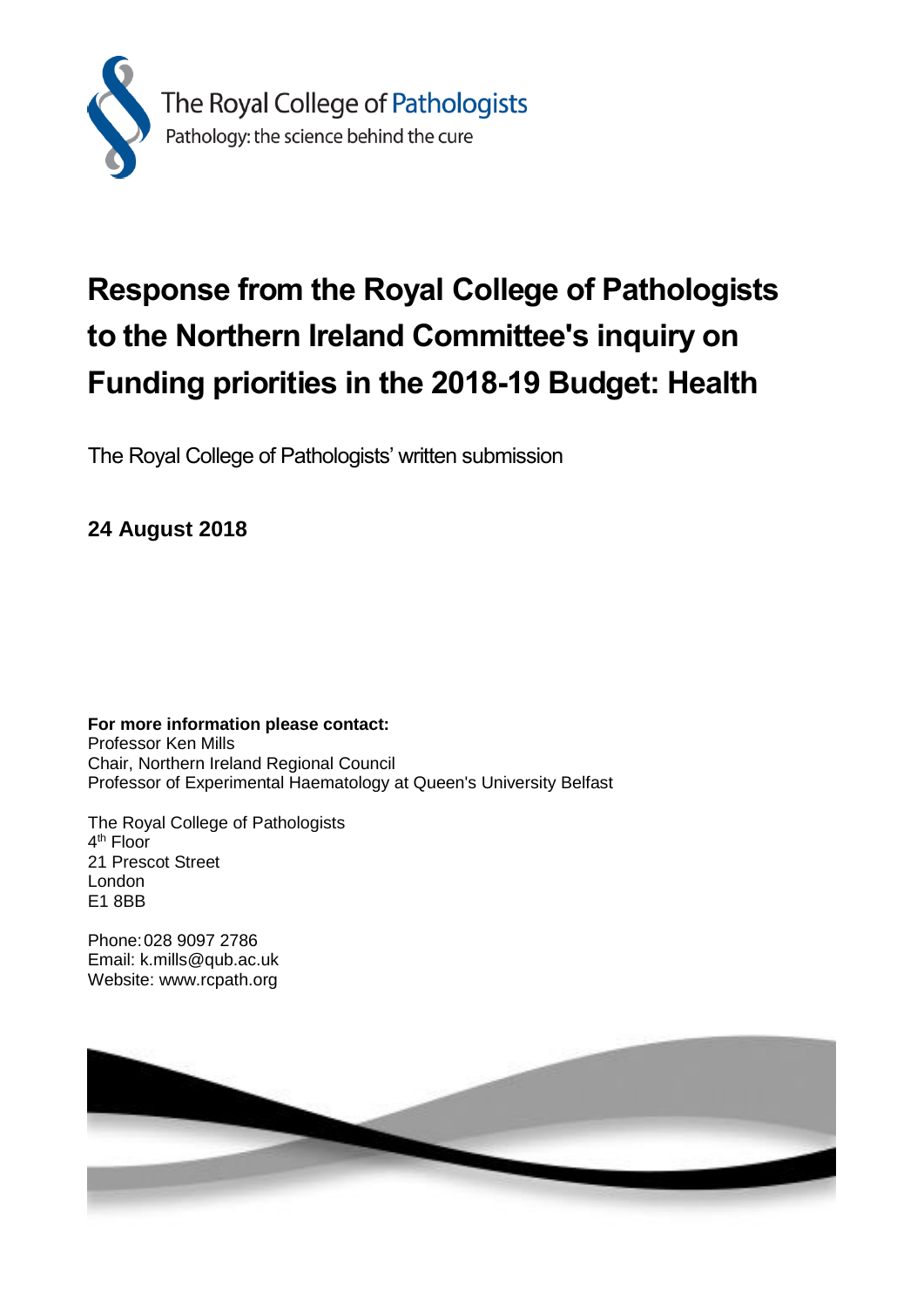The Royal College of Pathologists
Pathology: the science behind the cure

# Response from the Royal College of Pathologists to the Northern Ireland Committee's inquiry on Funding priorities in the 2018-19 Budget: Health

The Royal College of Pathologists' written submission

**24 August 2018**

**For more information please contact:**
Professor Ken Mills
Chair, Northern Ireland Regional Council
Professor of Experimental Haematology at Queen's University Belfast

The Royal College of Pathologists
4th Floor
21 Prescot Street
London
E1 8BB

Phone: 028 9097 2786
Email: k.mills@qub.ac.uk
Website: www.rcpath.org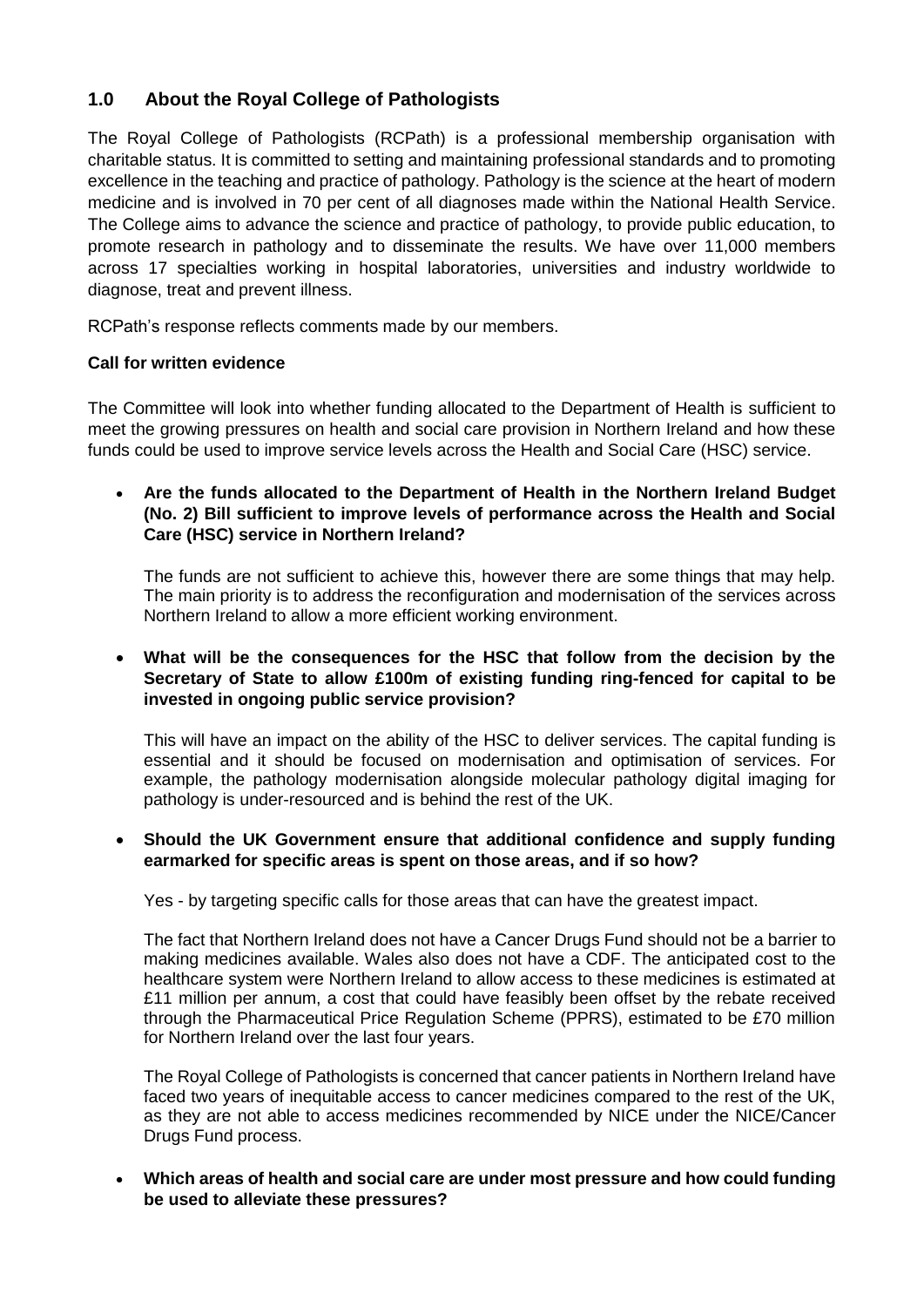## 1.0 About the Royal College of Pathologists

The Royal College of Pathologists (RCPath) is a professional membership organisation with charitable status. It is committed to setting and maintaining professional standards and to promoting excellence in the teaching and practice of pathology. Pathology is the science at the heart of modern medicine and is involved in 70 per cent of all diagnoses made within the National Health Service. The College aims to advance the science and practice of pathology, to provide public education, to promote research in pathology and to disseminate the results. We have over 11,000 members across 17 specialties working in hospital laboratories, universities and industry worldwide to diagnose, treat and prevent illness.

RCPath's response reflects comments made by our members.

**Call for written evidence**

The Committee will look into whether funding allocated to the Department of Health is sufficient to meet the growing pressures on health and social care provision in Northern Ireland and how these funds could be used to improve service levels across the Health and Social Care (HSC) service.

- **Are the funds allocated to the Department of Health in the Northern Ireland Budget (No. 2) Bill sufficient to improve levels of performance across the Health and Social Care (HSC) service in Northern Ireland?**

  The funds are not sufficient to achieve this, however there are some things that may help. The main priority is to address the reconfiguration and modernisation of the services across Northern Ireland to allow a more efficient working environment.

- **What will be the consequences for the HSC that follow from the decision by the Secretary of State to allow £100m of existing funding ring-fenced for capital to be invested in ongoing public service provision?**

  This will have an impact on the ability of the HSC to deliver services. The capital funding is essential and it should be focused on modernisation and optimisation of services. For example, the pathology modernisation alongside molecular pathology digital imaging for pathology is under-resourced and is behind the rest of the UK.

- **Should the UK Government ensure that additional confidence and supply funding earmarked for specific areas is spent on those areas, and if so how?**

  Yes - by targeting specific calls for those areas that can have the greatest impact.

  The fact that Northern Ireland does not have a Cancer Drugs Fund should not be a barrier to making medicines available. Wales also does not have a CDF. The anticipated cost to the healthcare system were Northern Ireland to allow access to these medicines is estimated at £11 million per annum, a cost that could have feasibly been offset by the rebate received through the Pharmaceutical Price Regulation Scheme (PPRS), estimated to be £70 million for Northern Ireland over the last four years.

  The Royal College of Pathologists is concerned that cancer patients in Northern Ireland have faced two years of inequitable access to cancer medicines compared to the rest of the UK, as they are not able to access medicines recommended by NICE under the NICE/Cancer Drugs Fund process.

- **Which areas of health and social care are under most pressure and how could funding be used to alleviate these pressures?**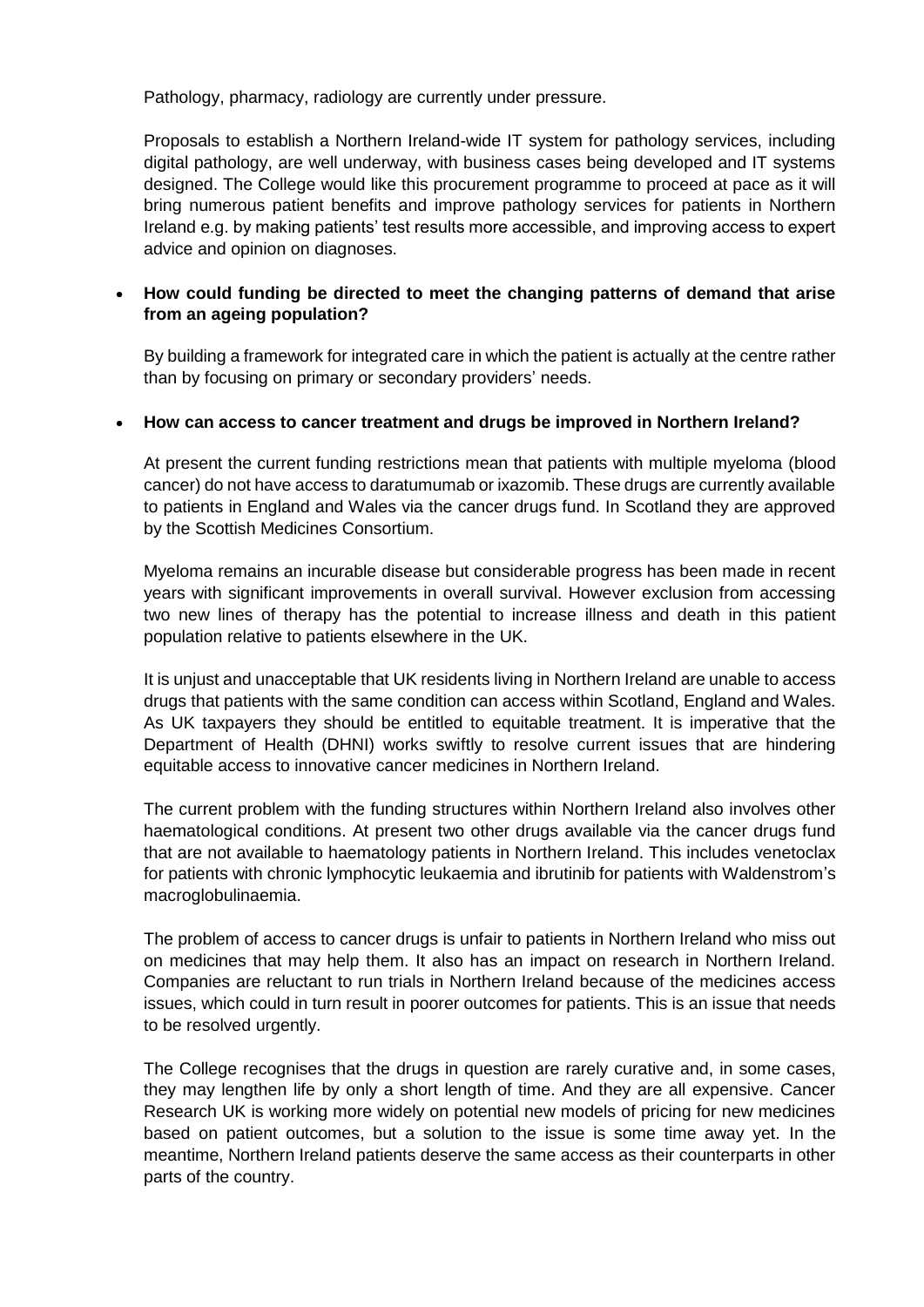Pathology, pharmacy, radiology are currently under pressure.

Proposals to establish a Northern Ireland-wide IT system for pathology services, including digital pathology, are well underway, with business cases being developed and IT systems designed. The College would like this procurement programme to proceed at pace as it will bring numerous patient benefits and improve pathology services for patients in Northern Ireland e.g. by making patients' test results more accessible, and improving access to expert advice and opinion on diagnoses.

- **How could funding be directed to meet the changing patterns of demand that arise from an ageing population?**

  By building a framework for integrated care in which the patient is actually at the centre rather than by focusing on primary or secondary providers' needs.

- **How can access to cancer treatment and drugs be improved in Northern Ireland?**

  At present the current funding restrictions mean that patients with multiple myeloma (blood cancer) do not have access to daratumumab or ixazomib. These drugs are currently available to patients in England and Wales via the cancer drugs fund. In Scotland they are approved by the Scottish Medicines Consortium.

  Myeloma remains an incurable disease but considerable progress has been made in recent years with significant improvements in overall survival. However exclusion from accessing two new lines of therapy has the potential to increase illness and death in this patient population relative to patients elsewhere in the UK.

  It is unjust and unacceptable that UK residents living in Northern Ireland are unable to access drugs that patients with the same condition can access within Scotland, England and Wales. As UK taxpayers they should be entitled to equitable treatment. It is imperative that the Department of Health (DHNI) works swiftly to resolve current issues that are hindering equitable access to innovative cancer medicines in Northern Ireland.

  The current problem with the funding structures within Northern Ireland also involves other haematological conditions. At present two other drugs available via the cancer drugs fund that are not available to haematology patients in Northern Ireland. This includes venetoclax for patients with chronic lymphocytic leukaemia and ibrutinib for patients with Waldenstrom's macroglobulinaemia.

  The problem of access to cancer drugs is unfair to patients in Northern Ireland who miss out on medicines that may help them. It also has an impact on research in Northern Ireland. Companies are reluctant to run trials in Northern Ireland because of the medicines access issues, which could in turn result in poorer outcomes for patients. This is an issue that needs to be resolved urgently.

  The College recognises that the drugs in question are rarely curative and, in some cases, they may lengthen life by only a short length of time. And they are all expensive. Cancer Research UK is working more widely on potential new models of pricing for new medicines based on patient outcomes, but a solution to the issue is some time away yet. In the meantime, Northern Ireland patients deserve the same access as their counterparts in other parts of the country.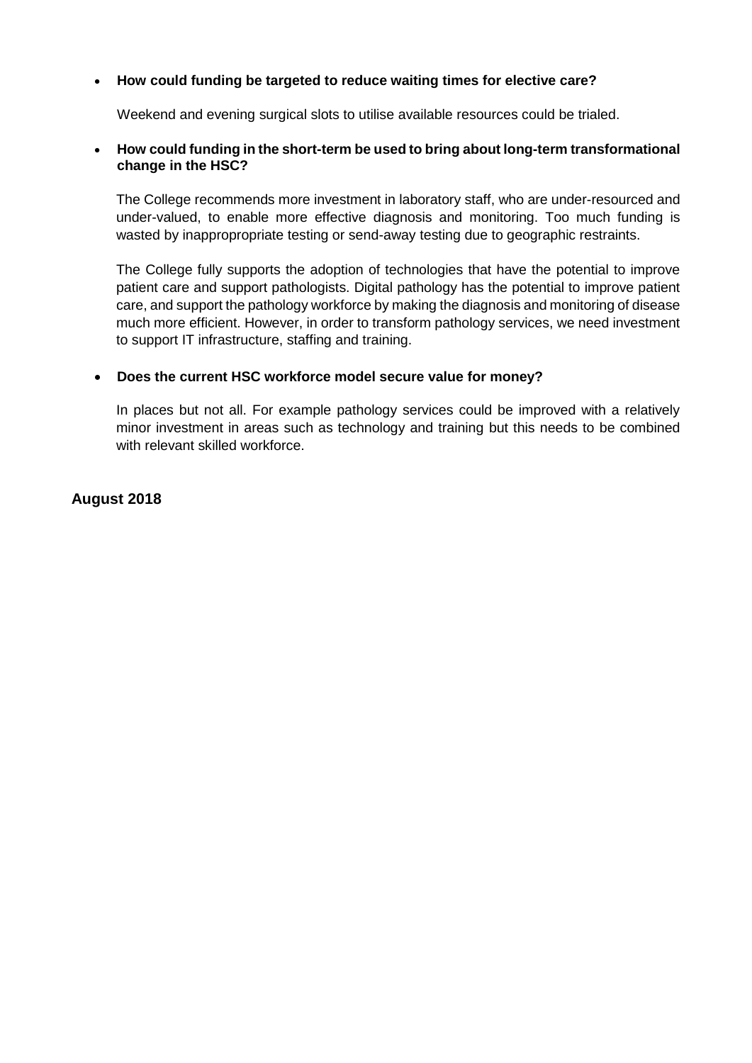- **How could funding be targeted to reduce waiting times for elective care?**

  Weekend and evening surgical slots to utilise available resources could be trialed.

- **How could funding in the short-term be used to bring about long-term transformational change in the HSC?**

  The College recommends more investment in laboratory staff, who are under-resourced and under-valued, to enable more effective diagnosis and monitoring. Too much funding is wasted by inapproprpriate testing or send-away testing due to geographic restraints.

  The College fully supports the adoption of technologies that have the potential to improve patient care and support pathologists. Digital pathology has the potential to improve patient care, and support the pathology workforce by making the diagnosis and monitoring of disease much more efficient. However, in order to transform pathology services, we need investment to support IT infrastructure, staffing and training.

- **Does the current HSC workforce model secure value for money?**

  In places but not all. For example pathology services could be improved with a relatively minor investment in areas such as technology and training but this needs to be combined with relevant skilled workforce.

**August 2018**